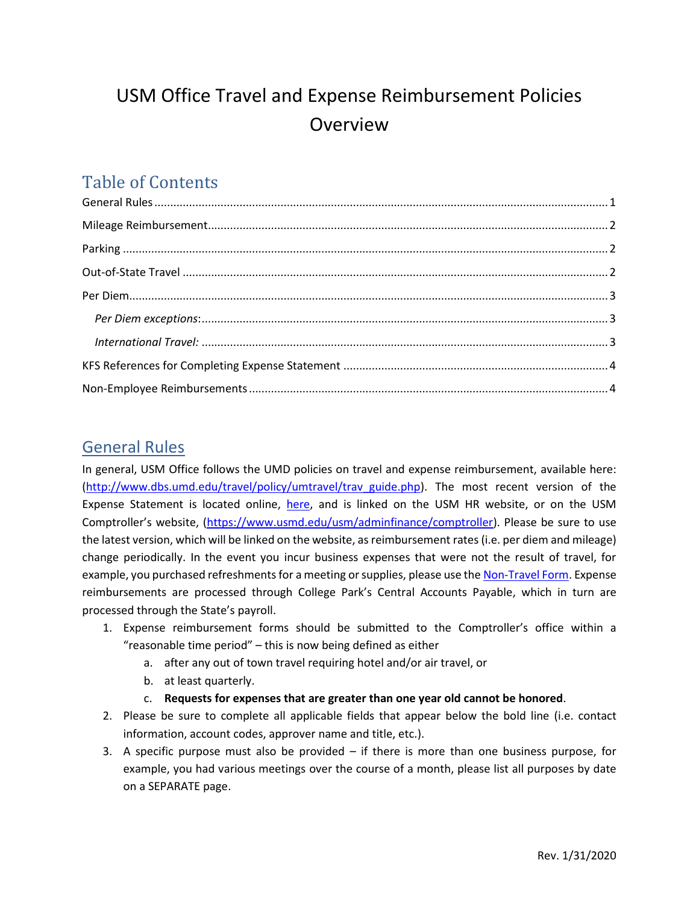# USM Office Travel and Expense Reimbursement Policies Overview

## Table of Contents

General Rules ............................................................ 1
Mileage Reimbursement ............................................................ 2
Parking ............................................................ 2
Out-of-State Travel ............................................................ 2
Per Diem ............................................................ 3
*Per Diem exceptions*: ............................................................ 3
*International Travel:* ............................................................ 3
KFS References for Completing Expense Statement ............................................................ 4
Non-Employee Reimbursements ............................................................ 4

## General Rules

In general, USM Office follows the UMD policies on travel and expense reimbursement, available here: (http://www.dbs.umd.edu/travel/policy/umtravel/trav_guide.php). The most recent version of the Expense Statement is located online, here, and is linked on the USM HR website, or on the USM Comptroller's website, (https://www.usmd.edu/usm/adminfinance/comptroller). Please be sure to use the latest version, which will be linked on the website, as reimbursement rates (i.e. per diem and mileage) change periodically. In the event you incur business expenses that were not the result of travel, for example, you purchased refreshments for a meeting or supplies, please use the Non-Travel Form. Expense reimbursements are processed through College Park's Central Accounts Payable, which in turn are processed through the State's payroll.

1. Expense reimbursement forms should be submitted to the Comptroller's office within a "reasonable time period" – this is now being defined as either
   a. after any out of town travel requiring hotel and/or air travel, or
   b. at least quarterly.
   c. **Requests for expenses that are greater than one year old cannot be honored**.
2. Please be sure to complete all applicable fields that appear below the bold line (i.e. contact information, account codes, approver name and title, etc.).
3. A specific purpose must also be provided – if there is more than one business purpose, for example, you had various meetings over the course of a month, please list all purposes by date on a SEPARATE page.

Rev. 1/31/2020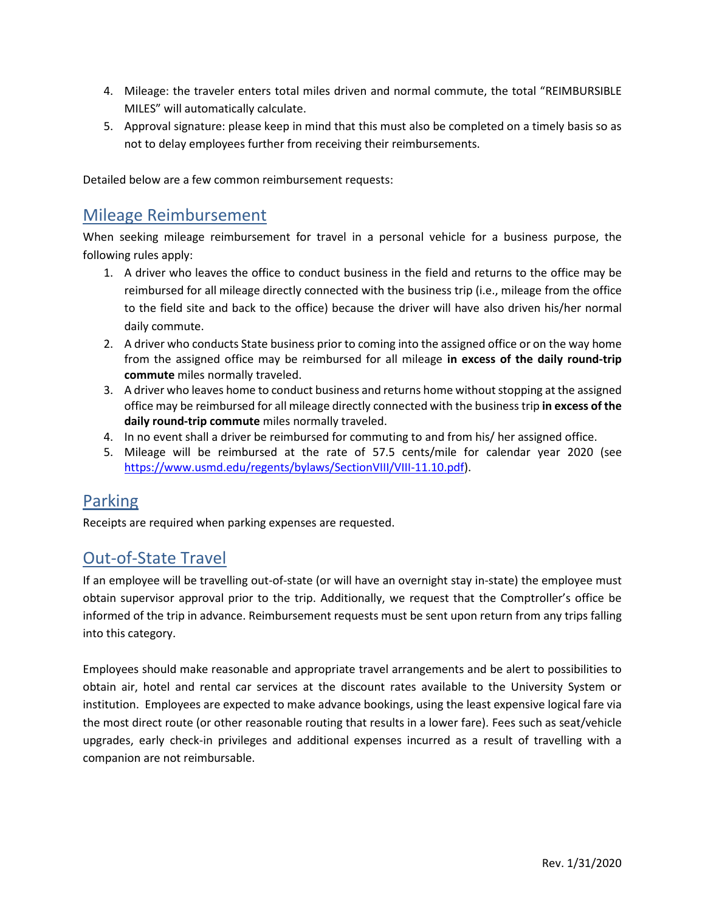4. Mileage: the traveler enters total miles driven and normal commute, the total "REIMBURSIBLE MILES" will automatically calculate.
5. Approval signature: please keep in mind that this must also be completed on a timely basis so as not to delay employees further from receiving their reimbursements.

Detailed below are a few common reimbursement requests:

## Mileage Reimbursement

When seeking mileage reimbursement for travel in a personal vehicle for a business purpose, the following rules apply:

1. A driver who leaves the office to conduct business in the field and returns to the office may be reimbursed for all mileage directly connected with the business trip (i.e., mileage from the office to the field site and back to the office) because the driver will have also driven his/her normal daily commute.
2. A driver who conducts State business prior to coming into the assigned office or on the way home from the assigned office may be reimbursed for all mileage **in excess of the daily round-trip commute** miles normally traveled.
3. A driver who leaves home to conduct business and returns home without stopping at the assigned office may be reimbursed for all mileage directly connected with the business trip **in excess of the daily round-trip commute** miles normally traveled.
4. In no event shall a driver be reimbursed for commuting to and from his/ her assigned office.
5. Mileage will be reimbursed at the rate of 57.5 cents/mile for calendar year 2020 (see https://www.usmd.edu/regents/bylaws/SectionVIII/VIII-11.10.pdf).

## Parking

Receipts are required when parking expenses are requested.

## Out-of-State Travel

If an employee will be travelling out-of-state (or will have an overnight stay in-state) the employee must obtain supervisor approval prior to the trip. Additionally, we request that the Comptroller's office be informed of the trip in advance. Reimbursement requests must be sent upon return from any trips falling into this category.

Employees should make reasonable and appropriate travel arrangements and be alert to possibilities to obtain air, hotel and rental car services at the discount rates available to the University System or institution. Employees are expected to make advance bookings, using the least expensive logical fare via the most direct route (or other reasonable routing that results in a lower fare). Fees such as seat/vehicle upgrades, early check-in privileges and additional expenses incurred as a result of travelling with a companion are not reimbursable.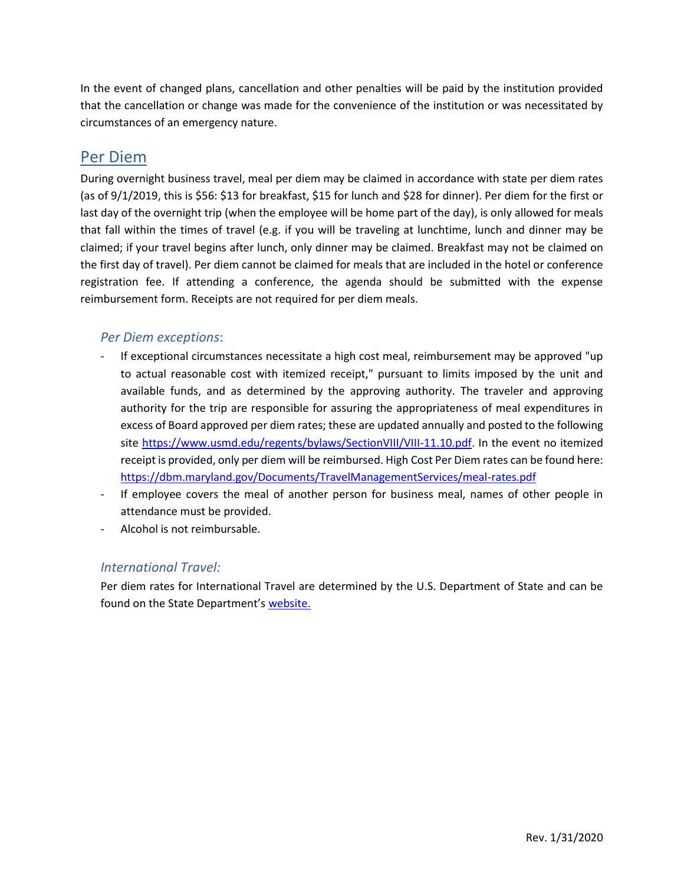In the event of changed plans, cancellation and other penalties will be paid by the institution provided that the cancellation or change was made for the convenience of the institution or was necessitated by circumstances of an emergency nature.

## Per Diem

During overnight business travel, meal per diem may be claimed in accordance with state per diem rates (as of 9/1/2019, this is $56: $13 for breakfast, $15 for lunch and $28 for dinner). Per diem for the first or last day of the overnight trip (when the employee will be home part of the day), is only allowed for meals that fall within the times of travel (e.g. if you will be traveling at lunchtime, lunch and dinner may be claimed; if your travel begins after lunch, only dinner may be claimed. Breakfast may not be claimed on the first day of travel). Per diem cannot be claimed for meals that are included in the hotel or conference registration fee. If attending a conference, the agenda should be submitted with the expense reimbursement form. Receipts are not required for per diem meals.

### *Per Diem exceptions*:

- If exceptional circumstances necessitate a high cost meal, reimbursement may be approved "up to actual reasonable cost with itemized receipt," pursuant to limits imposed by the unit and available funds, and as determined by the approving authority. The traveler and approving authority for the trip are responsible for assuring the appropriateness of meal expenditures in excess of Board approved per diem rates; these are updated annually and posted to the following site [https://www.usmd.edu/regents/bylaws/SectionVIII/VIII-11.10.pdf](https://www.usmd.edu/regents/bylaws/SectionVIII/VIII-11.10.pdf). In the event no itemized receipt is provided, only per diem will be reimbursed. High Cost Per Diem rates can be found here: [https://dbm.maryland.gov/Documents/TravelManagementServices/meal-rates.pdf](https://dbm.maryland.gov/Documents/TravelManagementServices/meal-rates.pdf)
- If employee covers the meal of another person for business meal, names of other people in attendance must be provided.
- Alcohol is not reimbursable.

### *International Travel:*

Per diem rates for International Travel are determined by the U.S. Department of State and can be found on the State Department's website.

Rev. 1/31/2020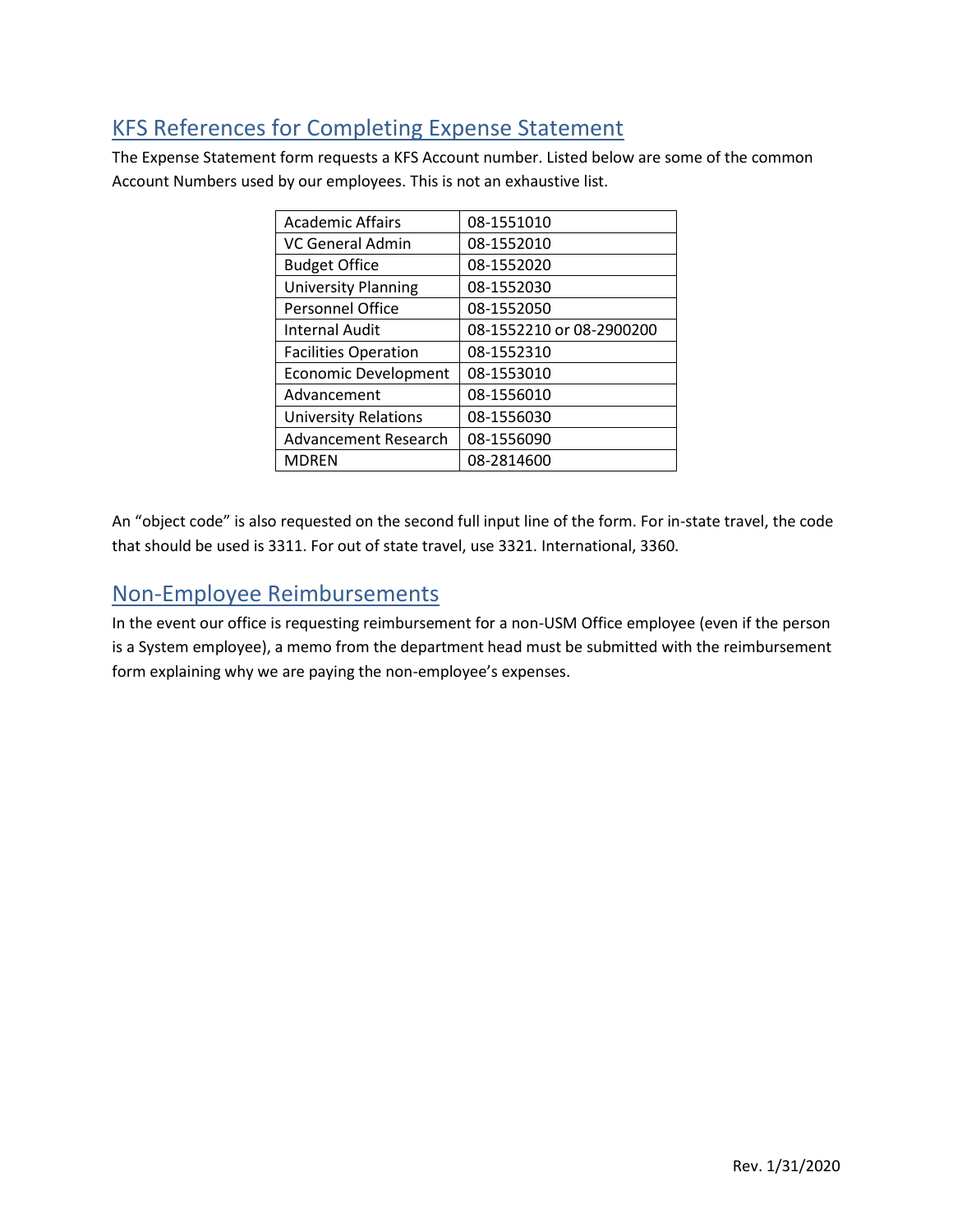## KFS References for Completing Expense Statement

The Expense Statement form requests a KFS Account number. Listed below are some of the common Account Numbers used by our employees. This is not an exhaustive list.

| | |
|---|---|
| Academic Affairs | 08-1551010 |
| VC General Admin | 08-1552010 |
| Budget Office | 08-1552020 |
| University Planning | 08-1552030 |
| Personnel Office | 08-1552050 |
| Internal Audit | 08-1552210 or 08-2900200 |
| Facilities Operation | 08-1552310 |
| Economic Development | 08-1553010 |
| Advancement | 08-1556010 |
| University Relations | 08-1556030 |
| Advancement Research | 08-1556090 |
| MDREN | 08-2814600 |

An "object code" is also requested on the second full input line of the form. For in-state travel, the code that should be used is 3311. For out of state travel, use 3321. International, 3360.

## Non-Employee Reimbursements

In the event our office is requesting reimbursement for a non-USM Office employee (even if the person is a System employee), a memo from the department head must be submitted with the reimbursement form explaining why we are paying the non-employee's expenses.

Rev. 1/31/2020